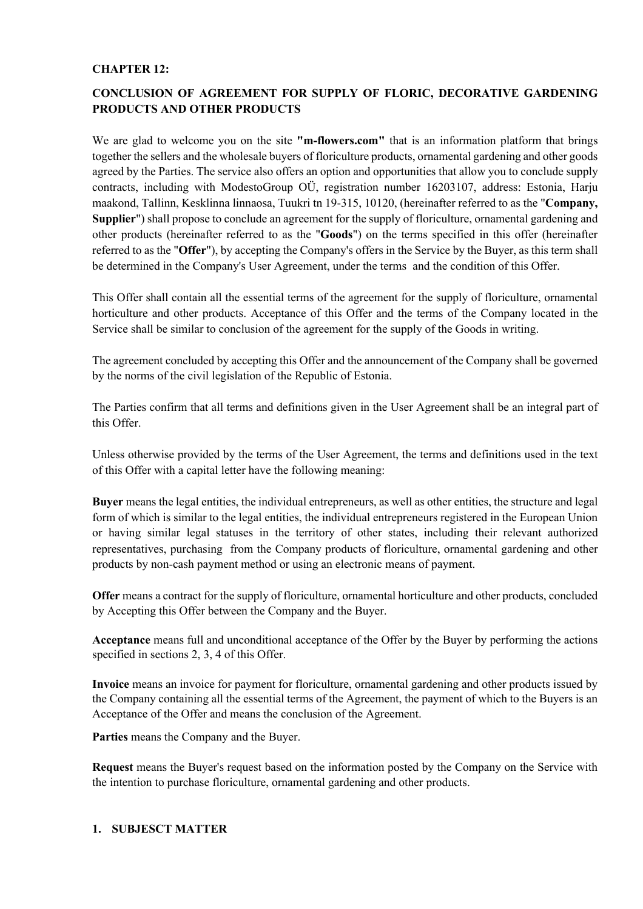**CHAPTER 12:**

**CONCLUSION OF AGREEMENT FOR SUPPLY OF FLORIC, DECORATIVE GARDENING PRODUCTS AND OTHER PRODUCTS**

We are glad to welcome you on the site **"m-flowers.com"** that is an information platform that brings together the sellers and the wholesale buyers of floriculture products, ornamental gardening and other goods agreed by the Parties. The service also offers an option and opportunities that allow you to conclude supply contracts, including with ModestoGroup OÜ, registration number 16203107, address: Estonia, Harju maakond, Tallinn, Kesklinna linnaosa, Tuukri tn 19-315, 10120, (hereinafter referred to as the "**Company, Supplier**") shall propose to conclude an agreement for the supply of floriculture, ornamental gardening and other products (hereinafter referred to as the "**Goods**") on the terms specified in this offer (hereinafter referred to as the "**Offer**"), by accepting the Company's offers in the Service by the Buyer, as this term shall be determined in the Company's User Agreement, under the terms and the condition of this Offer.

This Offer shall contain all the essential terms of the agreement for the supply of floriculture, ornamental horticulture and other products. Acceptance of this Offer and the terms of the Company located in the Service shall be similar to conclusion of the agreement for the supply of the Goods in writing.

The agreement concluded by accepting this Offer and the announcement of the Company shall be governed by the norms of the civil legislation of the Republic of Estonia.

The Parties confirm that all terms and definitions given in the User Agreement shall be an integral part of this Offer.

Unless otherwise provided by the terms of the User Agreement, the terms and definitions used in the text of this Offer with a capital letter have the following meaning:

**Buyer** means the legal entities, the individual entrepreneurs, as well as other entities, the structure and legal form of which is similar to the legal entities, the individual entrepreneurs registered in the European Union or having similar legal statuses in the territory of other states, including their relevant authorized representatives, purchasing from the Company products of floriculture, ornamental gardening and other products by non-cash payment method or using an electronic means of payment.

**Offer** means a contract for the supply of floriculture, ornamental horticulture and other products, concluded by Accepting this Offer between the Company and the Buyer.

**Acceptance** means full and unconditional acceptance of the Offer by the Buyer by performing the actions specified in sections 2, 3, 4 of this Offer.

**Invoice** means an invoice for payment for floriculture, ornamental gardening and other products issued by the Company containing all the essential terms of the Agreement, the payment of which to the Buyers is an Acceptance of the Offer and means the conclusion of the Agreement.

**Parties** means the Company and the Buyer.

**Request** means the Buyer's request based on the information posted by the Company on the Service with the intention to purchase floriculture, ornamental gardening and other products.

**1. SUBJESCT MATTER**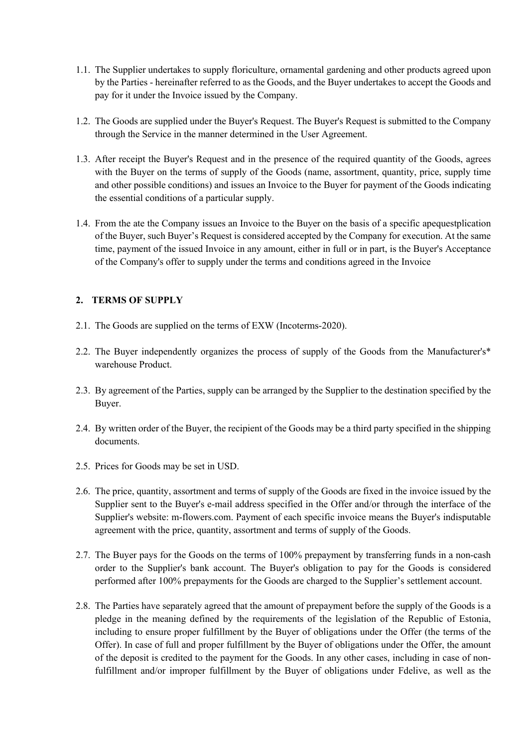1.1. The Supplier undertakes to supply floriculture, ornamental gardening and other products agreed upon by the Parties - hereinafter referred to as the Goods, and the Buyer undertakes to accept the Goods and pay for it under the Invoice issued by the Company.

1.2. The Goods are supplied under the Buyer's Request. The Buyer's Request is submitted to the Company through the Service in the manner determined in the User Agreement.

1.3. After receipt the Buyer's Request and in the presence of the required quantity of the Goods, agrees with the Buyer on the terms of supply of the Goods (name, assortment, quantity, price, supply time and other possible conditions) and issues an Invoice to the Buyer for payment of the Goods indicating the essential conditions of a particular supply.

1.4. From the ate the Company issues an Invoice to the Buyer on the basis of a specific apequestplication of the Buyer, such Buyer's Request is considered accepted by the Company for execution. At the same time, payment of the issued Invoice in any amount, either in full or in part, is the Buyer's Acceptance of the Company's offer to supply under the terms and conditions agreed in the Invoice

## 2. TERMS OF SUPPLY

2.1. The Goods are supplied on the terms of EXW (Incoterms-2020).

2.2. The Buyer independently organizes the process of supply of the Goods from the Manufacturer's* warehouse Product.

2.3. By agreement of the Parties, supply can be arranged by the Supplier to the destination specified by the Buyer.

2.4. By written order of the Buyer, the recipient of the Goods may be a third party specified in the shipping documents.

2.5. Prices for Goods may be set in USD.

2.6. The price, quantity, assortment and terms of supply of the Goods are fixed in the invoice issued by the Supplier sent to the Buyer's e-mail address specified in the Offer and/or through the interface of the Supplier's website: m-flowers.com. Payment of each specific invoice means the Buyer's indisputable agreement with the price, quantity, assortment and terms of supply of the Goods.

2.7. The Buyer pays for the Goods on the terms of 100% prepayment by transferring funds in a non-cash order to the Supplier's bank account. The Buyer's obligation to pay for the Goods is considered performed after 100% prepayments for the Goods are charged to the Supplier's settlement account.

2.8. The Parties have separately agreed that the amount of prepayment before the supply of the Goods is a pledge in the meaning defined by the requirements of the legislation of the Republic of Estonia, including to ensure proper fulfillment by the Buyer of obligations under the Offer (the terms of the Offer). In case of full and proper fulfillment by the Buyer of obligations under the Offer, the amount of the deposit is credited to the payment for the Goods. In any other cases, including in case of non-fulfillment and/or improper fulfillment by the Buyer of obligations under Fdelive, as well as the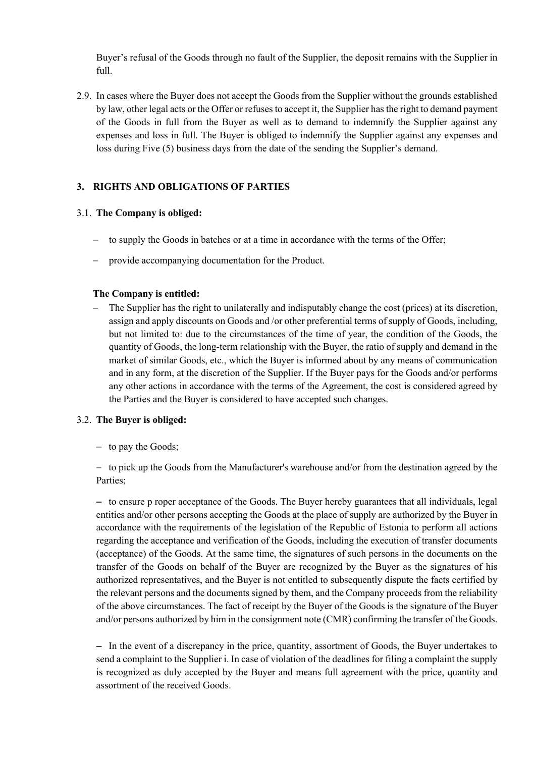Buyer's refusal of the Goods through no fault of the Supplier, the deposit remains with the Supplier in full.

2.9. In cases where the Buyer does not accept the Goods from the Supplier without the grounds established by law, other legal acts or the Offer or refuses to accept it, the Supplier has the right to demand payment of the Goods in full from the Buyer as well as to demand to indemnify the Supplier against any expenses and loss in full. The Buyer is obliged to indemnify the Supplier against any expenses and loss during Five (5) business days from the date of the sending the Supplier's demand.

### 3. RIGHTS AND OBLIGATIONS OF PARTIES

3.1. **The Company is obliged:**

- to supply the Goods in batches or at a time in accordance with the terms of the Offer;
- provide accompanying documentation for the Product.

**The Company is entitled:**

- The Supplier has the right to unilaterally and indisputably change the cost (prices) at its discretion, assign and apply discounts on Goods and /or other preferential terms of supply of Goods, including, but not limited to: due to the circumstances of the time of year, the condition of the Goods, the quantity of Goods, the long-term relationship with the Buyer, the ratio of supply and demand in the market of similar Goods, etc., which the Buyer is informed about by any means of communication and in any form, at the discretion of the Supplier. If the Buyer pays for the Goods and/or performs any other actions in accordance with the terms of the Agreement, the cost is considered agreed by the Parties and the Buyer is considered to have accepted such changes.

3.2. **The Buyer is obliged:**

- to pay the Goods;
- to pick up the Goods from the Manufacturer's warehouse and/or from the destination agreed by the Parties;
- to ensure p roper acceptance of the Goods. The Buyer hereby guarantees that all individuals, legal entities and/or other persons accepting the Goods at the place of supply are authorized by the Buyer in accordance with the requirements of the legislation of the Republic of Estonia to perform all actions regarding the acceptance and verification of the Goods, including the execution of transfer documents (acceptance) of the Goods. At the same time, the signatures of such persons in the documents on the transfer of the Goods on behalf of the Buyer are recognized by the Buyer as the signatures of his authorized representatives, and the Buyer is not entitled to subsequently dispute the facts certified by the relevant persons and the documents signed by them, and the Company proceeds from the reliability of the above circumstances. The fact of receipt by the Buyer of the Goods is the signature of the Buyer and/or persons authorized by him in the consignment note (CMR) confirming the transfer of the Goods.
- In the event of a discrepancy in the price, quantity, assortment of Goods, the Buyer undertakes to send a complaint to the Supplier i. In case of violation of the deadlines for filing a complaint the supply is recognized as duly accepted by the Buyer and means full agreement with the price, quantity and assortment of the received Goods.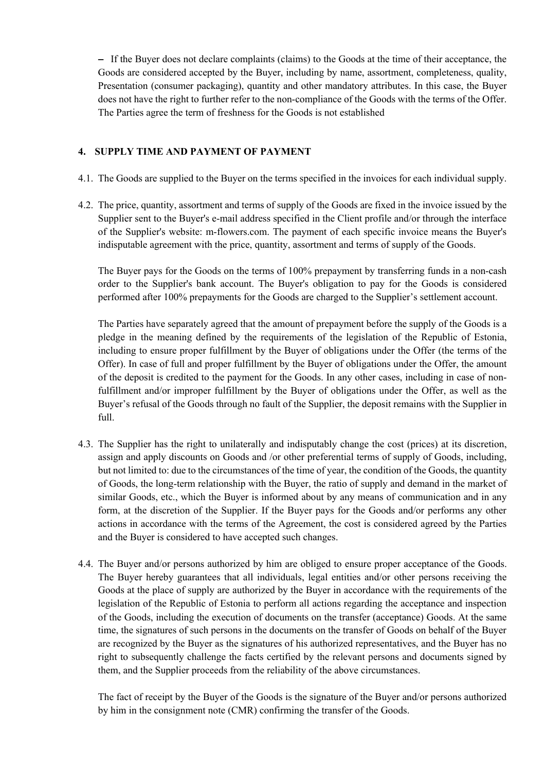– If the Buyer does not declare complaints (claims) to the Goods at the time of their acceptance, the Goods are considered accepted by the Buyer, including by name, assortment, completeness, quality, Presentation (consumer packaging), quantity and other mandatory attributes. In this case, the Buyer does not have the right to further refer to the non-compliance of the Goods with the terms of the Offer. The Parties agree the term of freshness for the Goods is not established

## 4. SUPPLY TIME AND PAYMENT OF PAYMENT

4.1. The Goods are supplied to the Buyer on the terms specified in the invoices for each individual supply.

4.2. The price, quantity, assortment and terms of supply of the Goods are fixed in the invoice issued by the Supplier sent to the Buyer's e-mail address specified in the Client profile and/or through the interface of the Supplier's website: m-flowers.com. The payment of each specific invoice means the Buyer's indisputable agreement with the price, quantity, assortment and terms of supply of the Goods.

The Buyer pays for the Goods on the terms of 100% prepayment by transferring funds in a non-cash order to the Supplier's bank account. The Buyer's obligation to pay for the Goods is considered performed after 100% prepayments for the Goods are charged to the Supplier's settlement account.

The Parties have separately agreed that the amount of prepayment before the supply of the Goods is a pledge in the meaning defined by the requirements of the legislation of the Republic of Estonia, including to ensure proper fulfillment by the Buyer of obligations under the Offer (the terms of the Offer). In case of full and proper fulfillment by the Buyer of obligations under the Offer, the amount of the deposit is credited to the payment for the Goods. In any other cases, including in case of non-fulfillment and/or improper fulfillment by the Buyer of obligations under the Offer, as well as the Buyer's refusal of the Goods through no fault of the Supplier, the deposit remains with the Supplier in full.

4.3. The Supplier has the right to unilaterally and indisputably change the cost (prices) at its discretion, assign and apply discounts on Goods and /or other preferential terms of supply of Goods, including, but not limited to: due to the circumstances of the time of year, the condition of the Goods, the quantity of Goods, the long-term relationship with the Buyer, the ratio of supply and demand in the market of similar Goods, etc., which the Buyer is informed about by any means of communication and in any form, at the discretion of the Supplier. If the Buyer pays for the Goods and/or performs any other actions in accordance with the terms of the Agreement, the cost is considered agreed by the Parties and the Buyer is considered to have accepted such changes.

4.4. The Buyer and/or persons authorized by him are obliged to ensure proper acceptance of the Goods. The Buyer hereby guarantees that all individuals, legal entities and/or other persons receiving the Goods at the place of supply are authorized by the Buyer in accordance with the requirements of the legislation of the Republic of Estonia to perform all actions regarding the acceptance and inspection of the Goods, including the execution of documents on the transfer (acceptance) Goods. At the same time, the signatures of such persons in the documents on the transfer of Goods on behalf of the Buyer are recognized by the Buyer as the signatures of his authorized representatives, and the Buyer has no right to subsequently challenge the facts certified by the relevant persons and documents signed by them, and the Supplier proceeds from the reliability of the above circumstances.

The fact of receipt by the Buyer of the Goods is the signature of the Buyer and/or persons authorized by him in the consignment note (CMR) confirming the transfer of the Goods.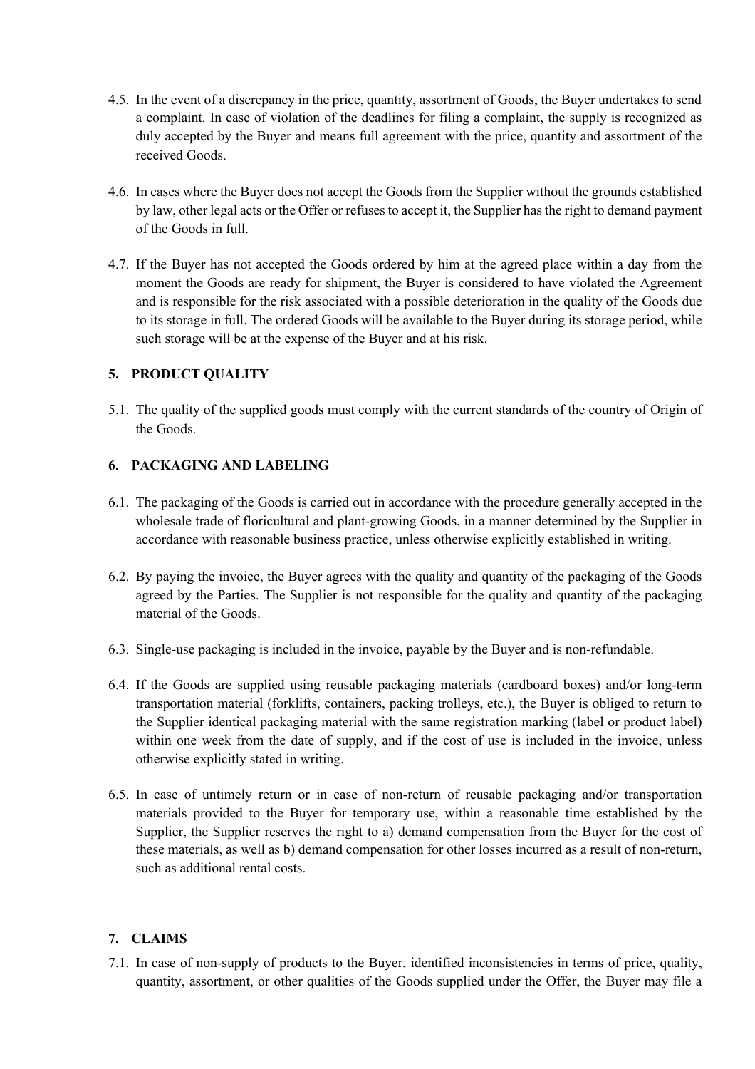4.5. In the event of a discrepancy in the price, quantity, assortment of Goods, the Buyer undertakes to send a complaint. In case of violation of the deadlines for filing a complaint, the supply is recognized as duly accepted by the Buyer and means full agreement with the price, quantity and assortment of the received Goods.

4.6. In cases where the Buyer does not accept the Goods from the Supplier without the grounds established by law, other legal acts or the Offer or refuses to accept it, the Supplier has the right to demand payment of the Goods in full.

4.7. If the Buyer has not accepted the Goods ordered by him at the agreed place within a day from the moment the Goods are ready for shipment, the Buyer is considered to have violated the Agreement and is responsible for the risk associated with a possible deterioration in the quality of the Goods due to its storage in full. The ordered Goods will be available to the Buyer during its storage period, while such storage will be at the expense of the Buyer and at his risk.

## 5. PRODUCT QUALITY

5.1. The quality of the supplied goods must comply with the current standards of the country of Origin of the Goods.

## 6. PACKAGING AND LABELING

6.1. The packaging of the Goods is carried out in accordance with the procedure generally accepted in the wholesale trade of floricultural and plant-growing Goods, in a manner determined by the Supplier in accordance with reasonable business practice, unless otherwise explicitly established in writing.

6.2. By paying the invoice, the Buyer agrees with the quality and quantity of the packaging of the Goods agreed by the Parties. The Supplier is not responsible for the quality and quantity of the packaging material of the Goods.

6.3. Single-use packaging is included in the invoice, payable by the Buyer and is non-refundable.

6.4. If the Goods are supplied using reusable packaging materials (cardboard boxes) and/or long-term transportation material (forklifts, containers, packing trolleys, etc.), the Buyer is obliged to return to the Supplier identical packaging material with the same registration marking (label or product label) within one week from the date of supply, and if the cost of use is included in the invoice, unless otherwise explicitly stated in writing.

6.5. In case of untimely return or in case of non-return of reusable packaging and/or transportation materials provided to the Buyer for temporary use, within a reasonable time established by the Supplier, the Supplier reserves the right to a) demand compensation from the Buyer for the cost of these materials, as well as b) demand compensation for other losses incurred as a result of non-return, such as additional rental costs.

## 7. CLAIMS

7.1. In case of non-supply of products to the Buyer, identified inconsistencies in terms of price, quality, quantity, assortment, or other qualities of the Goods supplied under the Offer, the Buyer may file a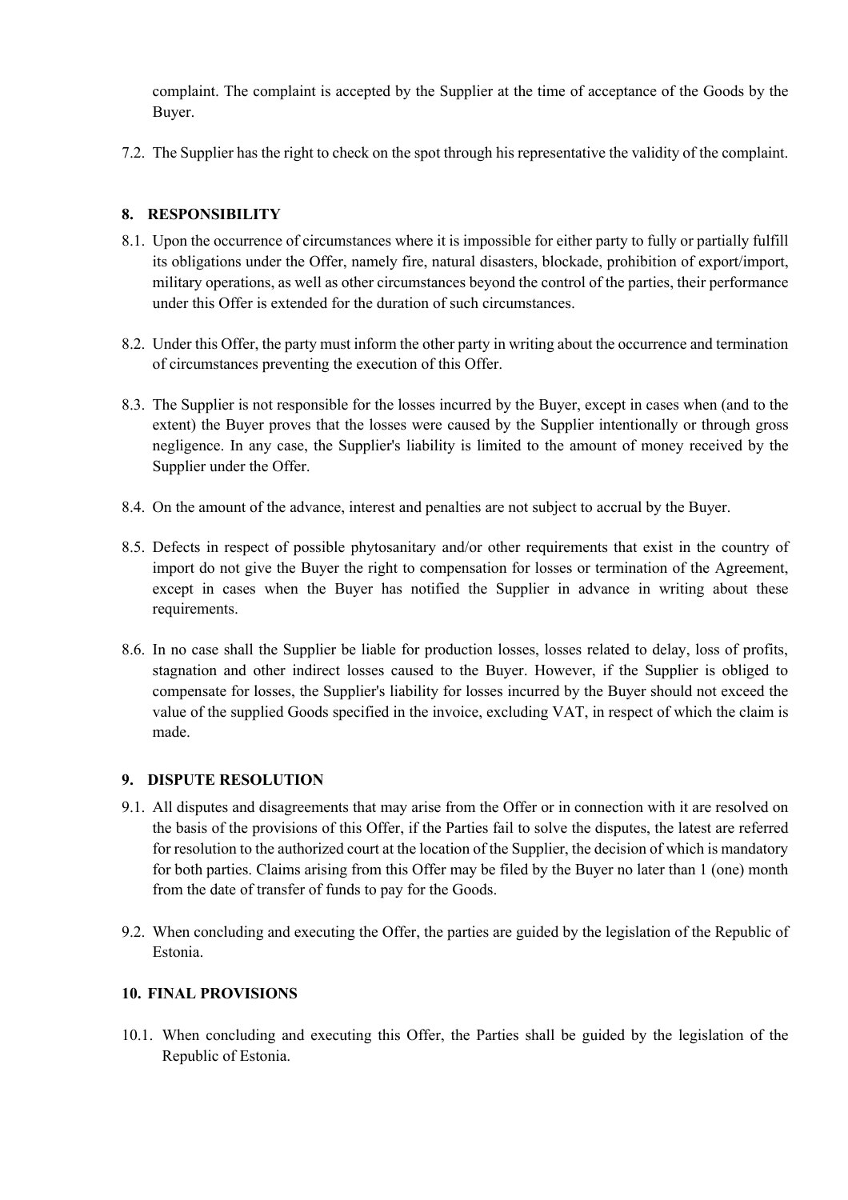complaint. The complaint is accepted by the Supplier at the time of acceptance of the Goods by the Buyer.

7.2. The Supplier has the right to check on the spot through his representative the validity of the complaint.

## 8. RESPONSIBILITY

8.1. Upon the occurrence of circumstances where it is impossible for either party to fully or partially fulfill its obligations under the Offer, namely fire, natural disasters, blockade, prohibition of export/import, military operations, as well as other circumstances beyond the control of the parties, their performance under this Offer is extended for the duration of such circumstances.

8.2. Under this Offer, the party must inform the other party in writing about the occurrence and termination of circumstances preventing the execution of this Offer.

8.3. The Supplier is not responsible for the losses incurred by the Buyer, except in cases when (and to the extent) the Buyer proves that the losses were caused by the Supplier intentionally or through gross negligence. In any case, the Supplier's liability is limited to the amount of money received by the Supplier under the Offer.

8.4. On the amount of the advance, interest and penalties are not subject to accrual by the Buyer.

8.5. Defects in respect of possible phytosanitary and/or other requirements that exist in the country of import do not give the Buyer the right to compensation for losses or termination of the Agreement, except in cases when the Buyer has notified the Supplier in advance in writing about these requirements.

8.6. In no case shall the Supplier be liable for production losses, losses related to delay, loss of profits, stagnation and other indirect losses caused to the Buyer. However, if the Supplier is obliged to compensate for losses, the Supplier's liability for losses incurred by the Buyer should not exceed the value of the supplied Goods specified in the invoice, excluding VAT, in respect of which the claim is made.

## 9. DISPUTE RESOLUTION

9.1. All disputes and disagreements that may arise from the Offer or in connection with it are resolved on the basis of the provisions of this Offer, if the Parties fail to solve the disputes, the latest are referred for resolution to the authorized court at the location of the Supplier, the decision of which is mandatory for both parties. Claims arising from this Offer may be filed by the Buyer no later than 1 (one) month from the date of transfer of funds to pay for the Goods.

9.2. When concluding and executing the Offer, the parties are guided by the legislation of the Republic of Estonia.

## 10. FINAL PROVISIONS

10.1. When concluding and executing this Offer, the Parties shall be guided by the legislation of the Republic of Estonia.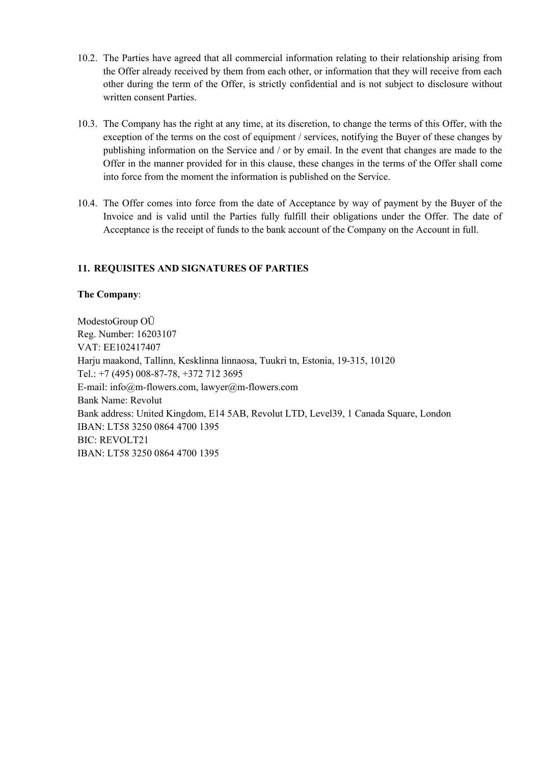10.2. The Parties have agreed that all commercial information relating to their relationship arising from the Offer already received by them from each other, or information that they will receive from each other during the term of the Offer, is strictly confidential and is not subject to disclosure without written consent Parties.

10.3. The Company has the right at any time, at its discretion, to change the terms of this Offer, with the exception of the terms on the cost of equipment / services, notifying the Buyer of these changes by publishing information on the Service and / or by email. In the event that changes are made to the Offer in the manner provided for in this clause, these changes in the terms of the Offer shall come into force from the moment the information is published on the Service.

10.4. The Offer comes into force from the date of Acceptance by way of payment by the Buyer of the Invoice and is valid until the Parties fully fulfill their obligations under the Offer. The date of Acceptance is the receipt of funds to the bank account of the Company on the Account in full.

## 11. REQUISITES AND SIGNATURES OF PARTIES

**The Company**:

ModestoGroup OÜ
Reg. Number: 16203107
VAT: EE102417407
Harju maakond, Tallinn, Kesklinna linnaosa, Tuukri tn, Estonia, 19-315, 10120
Tel.: +7 (495) 008-87-78, +372 712 3695
E-mail: info@m-flowers.com, lawyer@m-flowers.com
Bank Name: Revolut
Bank address: United Kingdom, E14 5AB, Revolut LTD, Level39, 1 Canada Square, London
IBAN: LT58 3250 0864 4700 1395
BIC: REVOLT21
IBAN: LT58 3250 0864 4700 1395